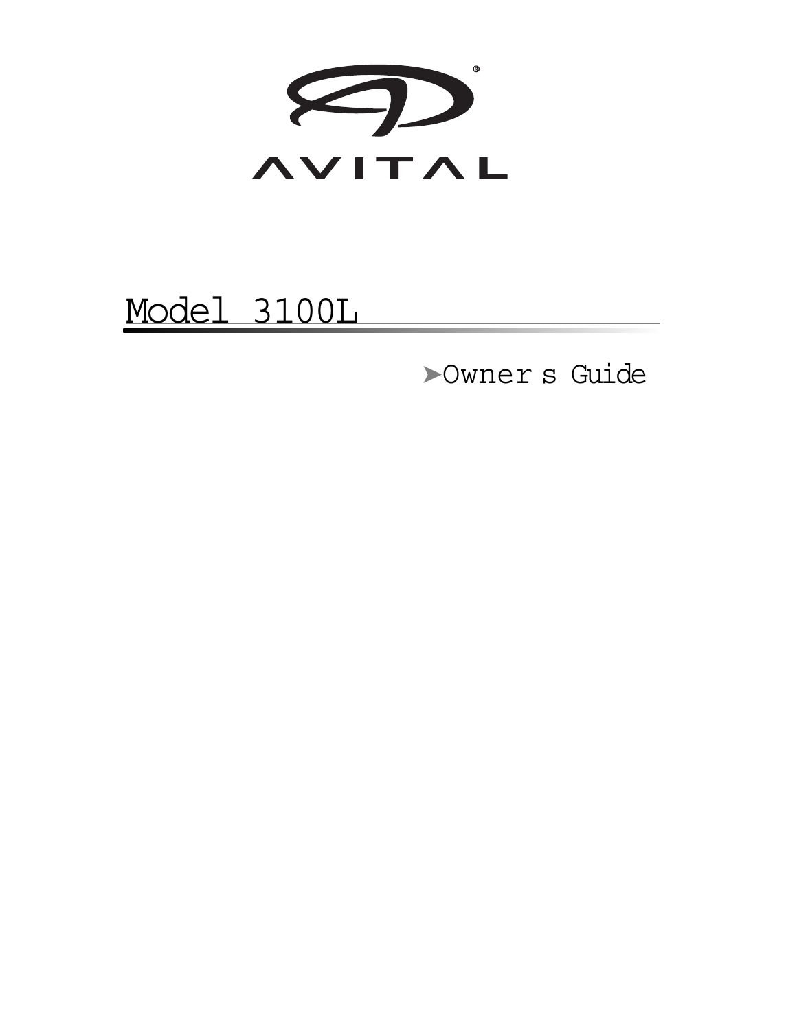AVITAL®

# Model 3100L

➤Owner s Guide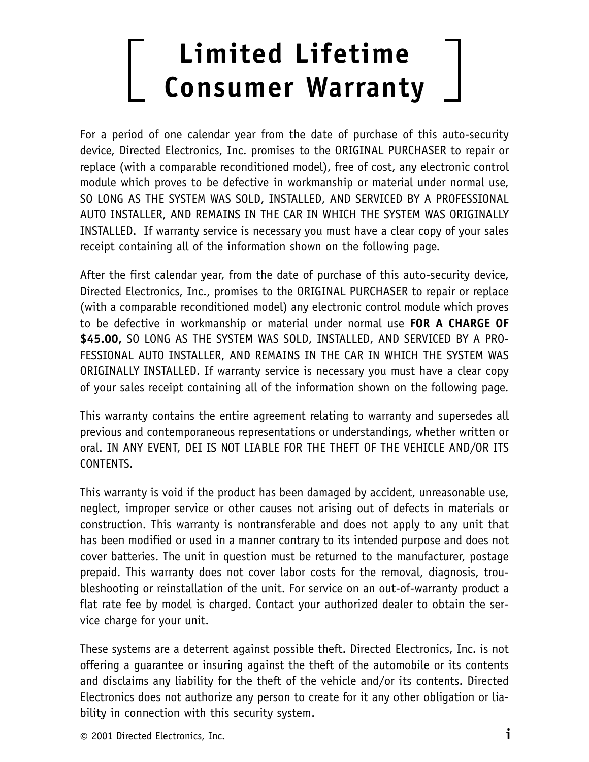# Limited Lifetime Consumer Warranty

For a period of one calendar year from the date of purchase of this auto-security device, Directed Electronics, Inc. promises to the ORIGINAL PURCHASER to repair or replace (with a comparable reconditioned model), free of cost, any electronic control module which proves to be defective in workmanship or material under normal use, SO LONG AS THE SYSTEM WAS SOLD, INSTALLED, AND SERVICED BY A PROFESSIONAL AUTO INSTALLER, AND REMAINS IN THE CAR IN WHICH THE SYSTEM WAS ORIGINALLY INSTALLED. If warranty service is necessary you must have a clear copy of your sales receipt containing all of the information shown on the following page.

After the first calendar year, from the date of purchase of this auto-security device, Directed Electronics, Inc., promises to the ORIGINAL PURCHASER to repair or replace (with a comparable reconditioned model) any electronic control module which proves to be defective in workmanship or material under normal use **FOR A CHARGE OF $45.00,** SO LONG AS THE SYSTEM WAS SOLD, INSTALLED, AND SERVICED BY A PROFESSIONAL AUTO INSTALLER, AND REMAINS IN THE CAR IN WHICH THE SYSTEM WAS ORIGINALLY INSTALLED. If warranty service is necessary you must have a clear copy of your sales receipt containing all of the information shown on the following page.

This warranty contains the entire agreement relating to warranty and supersedes all previous and contemporaneous representations or understandings, whether written or oral. IN ANY EVENT, DEI IS NOT LIABLE FOR THE THEFT OF THE VEHICLE AND/OR ITS CONTENTS.

This warranty is void if the product has been damaged by accident, unreasonable use, neglect, improper service or other causes not arising out of defects in materials or construction. This warranty is nontransferable and does not apply to any unit that has been modified or used in a manner contrary to its intended purpose and does not cover batteries. The unit in question must be returned to the manufacturer, postage prepaid. This warranty <u>does not</u> cover labor costs for the removal, diagnosis, troubleshooting or reinstallation of the unit. For service on an out-of-warranty product a flat rate fee by model is charged. Contact your authorized dealer to obtain the service charge for your unit.

These systems are a deterrent against possible theft. Directed Electronics, Inc. is not offering a guarantee or insuring against the theft of the automobile or its contents and disclaims any liability for the theft of the vehicle and/or its contents. Directed Electronics does not authorize any person to create for it any other obligation or liability in connection with this security system.

© 2001 Directed Electronics, Inc.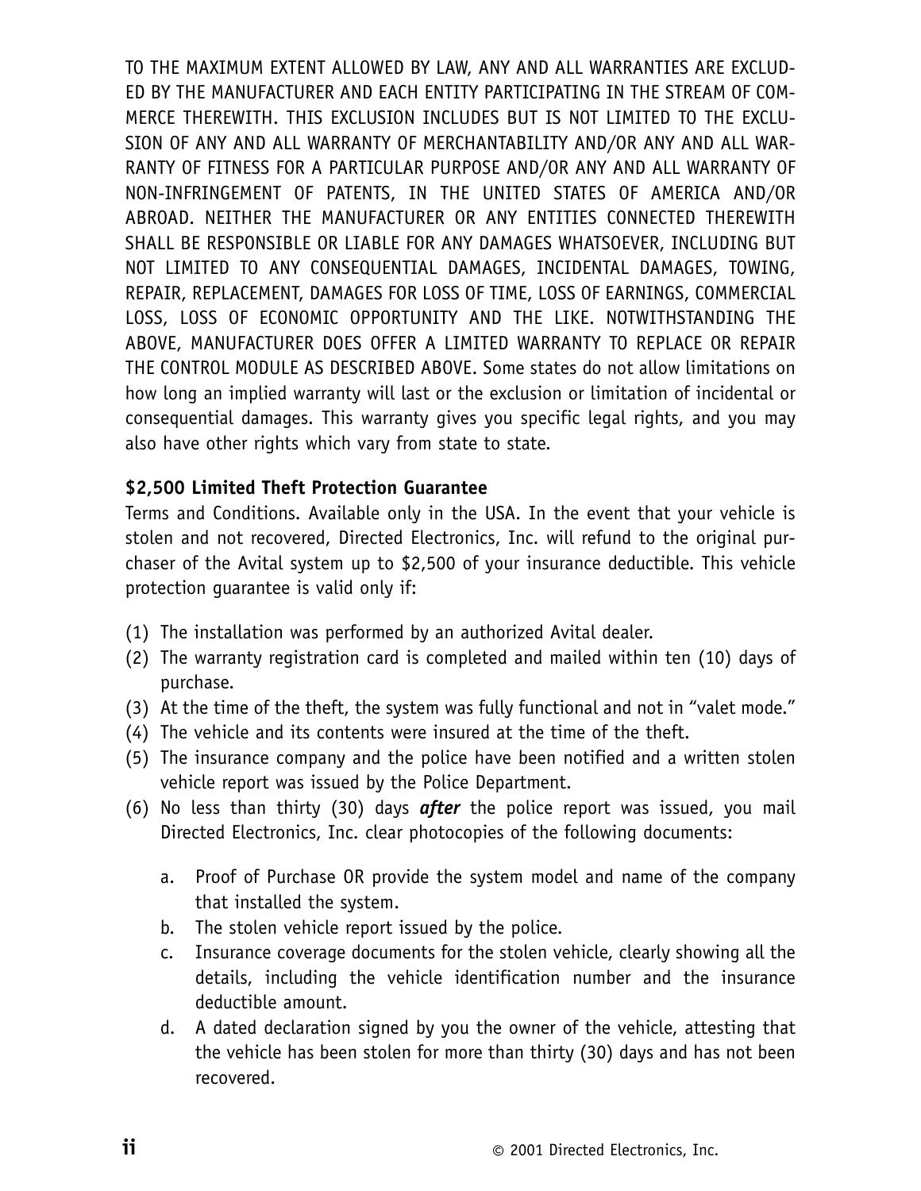TO THE MAXIMUM EXTENT ALLOWED BY LAW, ANY AND ALL WARRANTIES ARE EXCLUDED BY THE MANUFACTURER AND EACH ENTITY PARTICIPATING IN THE STREAM OF COMMERCE THEREWITH. THIS EXCLUSION INCLUDES BUT IS NOT LIMITED TO THE EXCLUSION OF ANY AND ALL WARRANTY OF MERCHANTABILITY AND/OR ANY AND ALL WARRANTY OF FITNESS FOR A PARTICULAR PURPOSE AND/OR ANY AND ALL WARRANTY OF NON-INFRINGEMENT OF PATENTS, IN THE UNITED STATES OF AMERICA AND/OR ABROAD. NEITHER THE MANUFACTURER OR ANY ENTITIES CONNECTED THEREWITH SHALL BE RESPONSIBLE OR LIABLE FOR ANY DAMAGES WHATSOEVER, INCLUDING BUT NOT LIMITED TO ANY CONSEQUENTIAL DAMAGES, INCIDENTAL DAMAGES, TOWING, REPAIR, REPLACEMENT, DAMAGES FOR LOSS OF TIME, LOSS OF EARNINGS, COMMERCIAL LOSS, LOSS OF ECONOMIC OPPORTUNITY AND THE LIKE. NOTWITHSTANDING THE ABOVE, MANUFACTURER DOES OFFER A LIMITED WARRANTY TO REPLACE OR REPAIR THE CONTROL MODULE AS DESCRIBED ABOVE. Some states do not allow limitations on how long an implied warranty will last or the exclusion or limitation of incidental or consequential damages. This warranty gives you specific legal rights, and you may also have other rights which vary from state to state.

**$2,500 Limited Theft Protection Guarantee**

Terms and Conditions. Available only in the USA. In the event that your vehicle is stolen and not recovered, Directed Electronics, Inc. will refund to the original purchaser of the Avital system up to $2,500 of your insurance deductible. This vehicle protection guarantee is valid only if:

(1) The installation was performed by an authorized Avital dealer.
(2) The warranty registration card is completed and mailed within ten (10) days of purchase.
(3) At the time of the theft, the system was fully functional and not in “valet mode.”
(4) The vehicle and its contents were insured at the time of the theft.
(5) The insurance company and the police have been notified and a written stolen vehicle report was issued by the Police Department.
(6) No less than thirty (30) days ***after*** the police report was issued, you mail Directed Electronics, Inc. clear photocopies of the following documents:

   a. Proof of Purchase OR provide the system model and name of the company that installed the system.
   b. The stolen vehicle report issued by the police.
   c. Insurance coverage documents for the stolen vehicle, clearly showing all the details, including the vehicle identification number and the insurance deductible amount.
   d. A dated declaration signed by you the owner of the vehicle, attesting that the vehicle has been stolen for more than thirty (30) days and has not been recovered.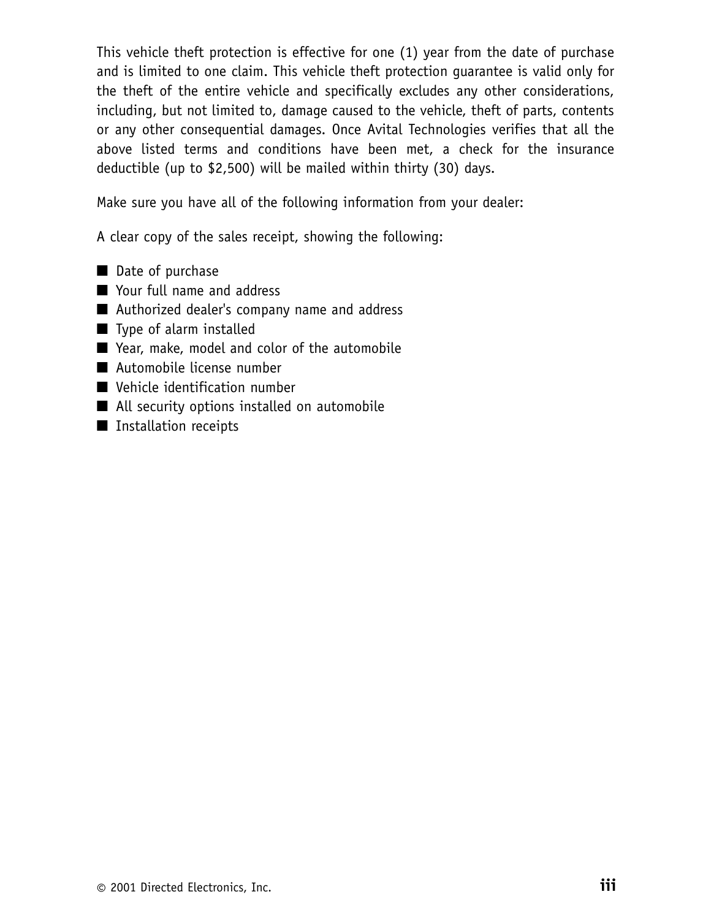This vehicle theft protection is effective for one (1) year from the date of purchase and is limited to one claim. This vehicle theft protection guarantee is valid only for the theft of the entire vehicle and specifically excludes any other considerations, including, but not limited to, damage caused to the vehicle, theft of parts, contents or any other consequential damages. Once Avital Technologies verifies that all the above listed terms and conditions have been met, a check for the insurance deductible (up to $2,500) will be mailed within thirty (30) days.

Make sure you have all of the following information from your dealer:

A clear copy of the sales receipt, showing the following:

- Date of purchase
- Your full name and address
- Authorized dealer's company name and address
- Type of alarm installed
- Year, make, model and color of the automobile
- Automobile license number
- Vehicle identification number
- All security options installed on automobile
- Installation receipts

© 2001 Directed Electronics, Inc.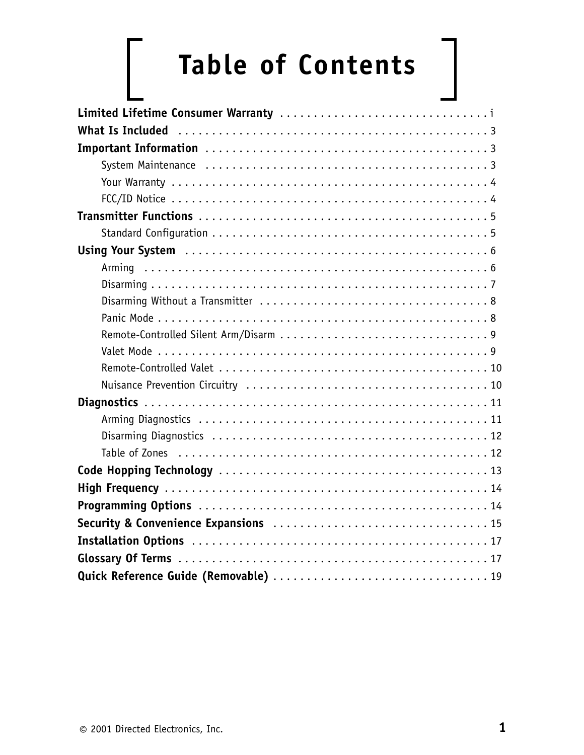# Table of Contents

**Limited Lifetime Consumer Warranty** . . . . . . . . . . . . . . . . . . . . . . . . . . . . . . . i
**What Is Included** . . . . . . . . . . . . . . . . . . . . . . . . . . . . . . . . . . . . . . . . . . . 3
**Important Information** . . . . . . . . . . . . . . . . . . . . . . . . . . . . . . . . . . . . . . . 3
- System Maintenance . . . . . . . . . . . . . . . . . . . . . . . . . . . . . . . . . . . . . . . 3
- Your Warranty . . . . . . . . . . . . . . . . . . . . . . . . . . . . . . . . . . . . . . . . . . . 4
- FCC/ID Notice . . . . . . . . . . . . . . . . . . . . . . . . . . . . . . . . . . . . . . . . . . . 4

**Transmitter Functions** . . . . . . . . . . . . . . . . . . . . . . . . . . . . . . . . . . . . . . . 5
- Standard Configuration . . . . . . . . . . . . . . . . . . . . . . . . . . . . . . . . . . . . . 5

**Using Your System** . . . . . . . . . . . . . . . . . . . . . . . . . . . . . . . . . . . . . . . . . 6
- Arming . . . . . . . . . . . . . . . . . . . . . . . . . . . . . . . . . . . . . . . . . . . . . . . . 6
- Disarming . . . . . . . . . . . . . . . . . . . . . . . . . . . . . . . . . . . . . . . . . . . . . . 7
- Disarming Without a Transmitter . . . . . . . . . . . . . . . . . . . . . . . . . . . . . . . 8
- Panic Mode . . . . . . . . . . . . . . . . . . . . . . . . . . . . . . . . . . . . . . . . . . . . . 8
- Remote-Controlled Silent Arm/Disarm . . . . . . . . . . . . . . . . . . . . . . . . . . . . 9
- Valet Mode . . . . . . . . . . . . . . . . . . . . . . . . . . . . . . . . . . . . . . . . . . . . . 9
- Remote-Controlled Valet . . . . . . . . . . . . . . . . . . . . . . . . . . . . . . . . . . . . 10
- Nuisance Prevention Circuitry . . . . . . . . . . . . . . . . . . . . . . . . . . . . . . . . 10

**Diagnostics** . . . . . . . . . . . . . . . . . . . . . . . . . . . . . . . . . . . . . . . . . . . . . . 11
- Arming Diagnostics . . . . . . . . . . . . . . . . . . . . . . . . . . . . . . . . . . . . . . . 11
- Disarming Diagnostics . . . . . . . . . . . . . . . . . . . . . . . . . . . . . . . . . . . . . 12
- Table of Zones . . . . . . . . . . . . . . . . . . . . . . . . . . . . . . . . . . . . . . . . . . 12

**Code Hopping Technology** . . . . . . . . . . . . . . . . . . . . . . . . . . . . . . . . . . . . 13
**High Frequency** . . . . . . . . . . . . . . . . . . . . . . . . . . . . . . . . . . . . . . . . . . . . 14
**Programming Options** . . . . . . . . . . . . . . . . . . . . . . . . . . . . . . . . . . . . . . . . 14
**Security & Convenience Expansions** . . . . . . . . . . . . . . . . . . . . . . . . . . . . . 15
**Installation Options** . . . . . . . . . . . . . . . . . . . . . . . . . . . . . . . . . . . . . . . . . 17
**Glossary Of Terms** . . . . . . . . . . . . . . . . . . . . . . . . . . . . . . . . . . . . . . . . . . 17
**Quick Reference Guide (Removable)** . . . . . . . . . . . . . . . . . . . . . . . . . . . . . 19

© 2001 Directed Electronics, Inc.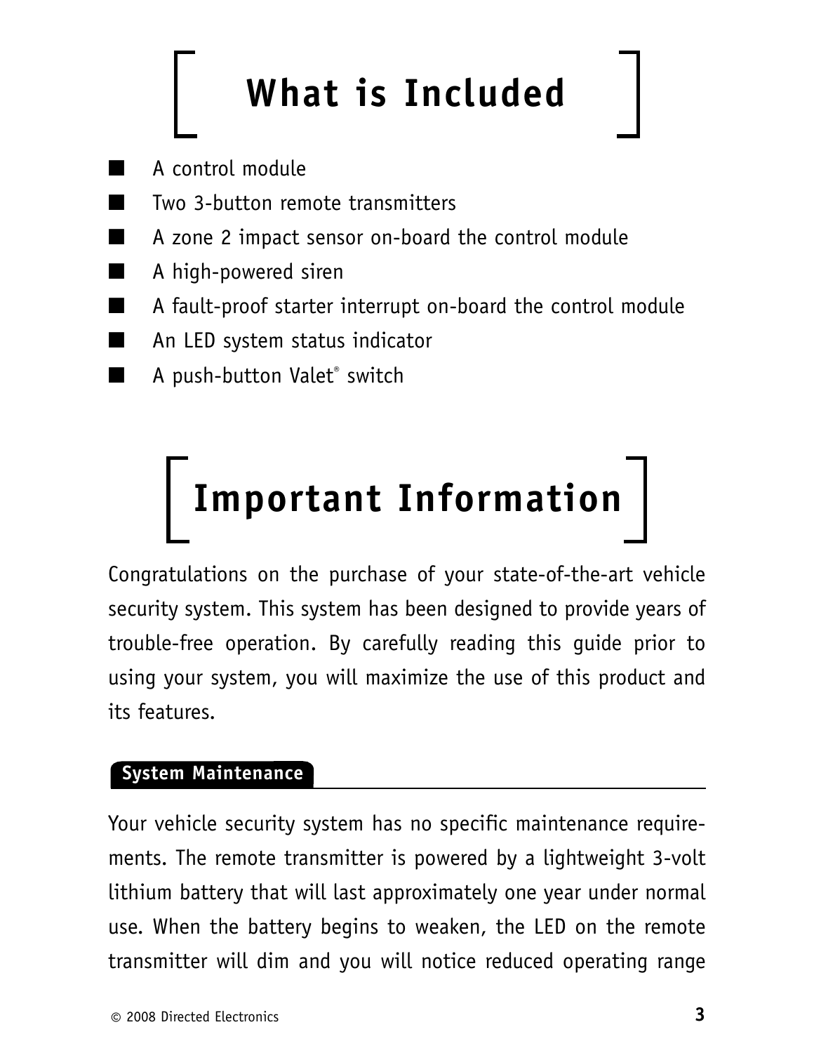# What is Included

- A control module
- Two 3-button remote transmitters
- A zone 2 impact sensor on-board the control module
- A high-powered siren
- A fault-proof starter interrupt on-board the control module
- An LED system status indicator
- A push-button Valet® switch

# Important Information

Congratulations on the purchase of your state-of-the-art vehicle security system. This system has been designed to provide years of trouble-free operation. By carefully reading this guide prior to using your system, you will maximize the use of this product and its features.

## System Maintenance

Your vehicle security system has no specific maintenance requirements. The remote transmitter is powered by a lightweight 3-volt lithium battery that will last approximately one year under normal use. When the battery begins to weaken, the LED on the remote transmitter will dim and you will notice reduced operating range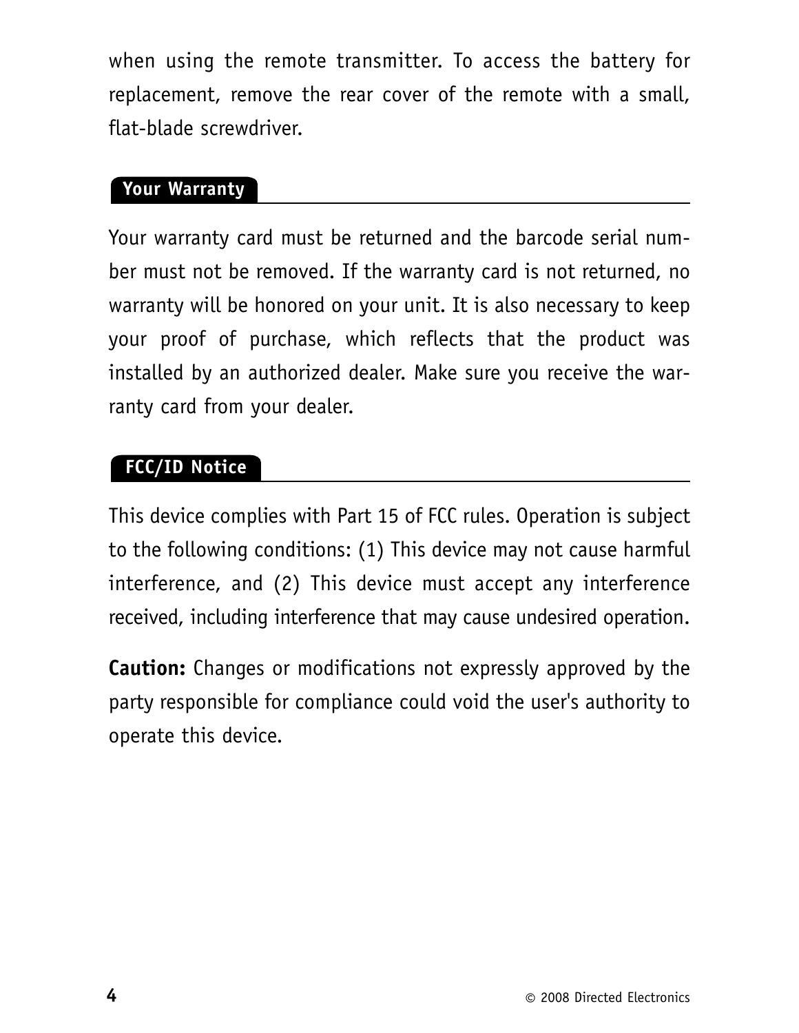when using the remote transmitter. To access the battery for replacement, remove the rear cover of the remote with a small, flat-blade screwdriver.

## Your Warranty

Your warranty card must be returned and the barcode serial number must not be removed. If the warranty card is not returned, no warranty will be honored on your unit. It is also necessary to keep your proof of purchase, which reflects that the product was installed by an authorized dealer. Make sure you receive the warranty card from your dealer.

## FCC/ID Notice

This device complies with Part 15 of FCC rules. Operation is subject to the following conditions: (1) This device may not cause harmful interference, and (2) This device must accept any interference received, including interference that may cause undesired operation.

**Caution:** Changes or modifications not expressly approved by the party responsible for compliance could void the user's authority to operate this device.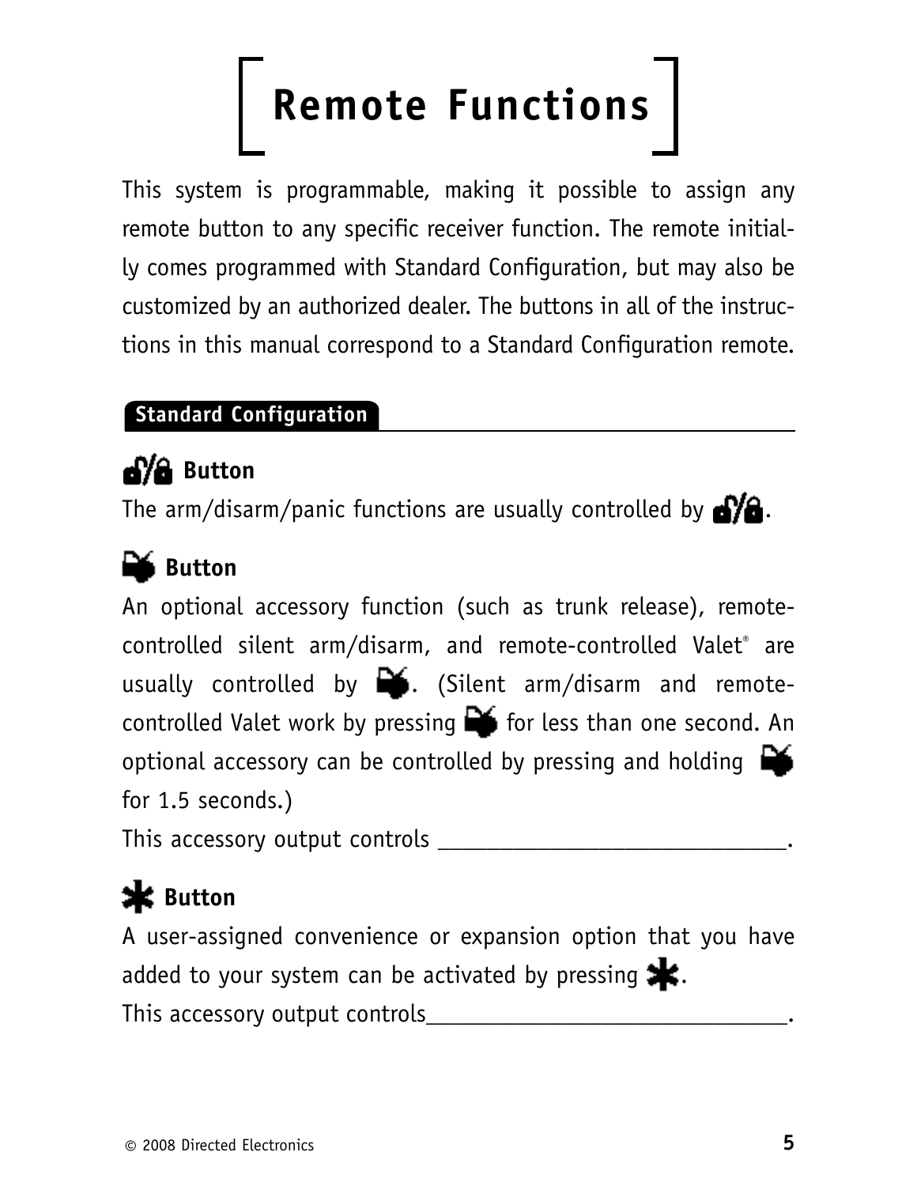# Remote Functions

This system is programmable, making it possible to assign any remote button to any specific receiver function. The remote initially comes programmed with Standard Configuration, but may also be customized by an authorized dealer. The buttons in all of the instructions in this manual correspond to a Standard Configuration remote.

## Standard Configuration

### Button

The arm/disarm/panic functions are usually controlled by .

### Button

An optional accessory function (such as trunk release), remote-controlled silent arm/disarm, and remote-controlled Valet® are usually controlled by . (Silent arm/disarm and remote-controlled Valet work by pressing  for less than one second. An optional accessory can be controlled by pressing and holding  for 1.5 seconds.)

This accessory output controls _____________________________.

### Button

A user-assigned convenience or expansion option that you have added to your system can be activated by pressing .

This accessory output controls_____________________________.

© 2008 Directed Electronics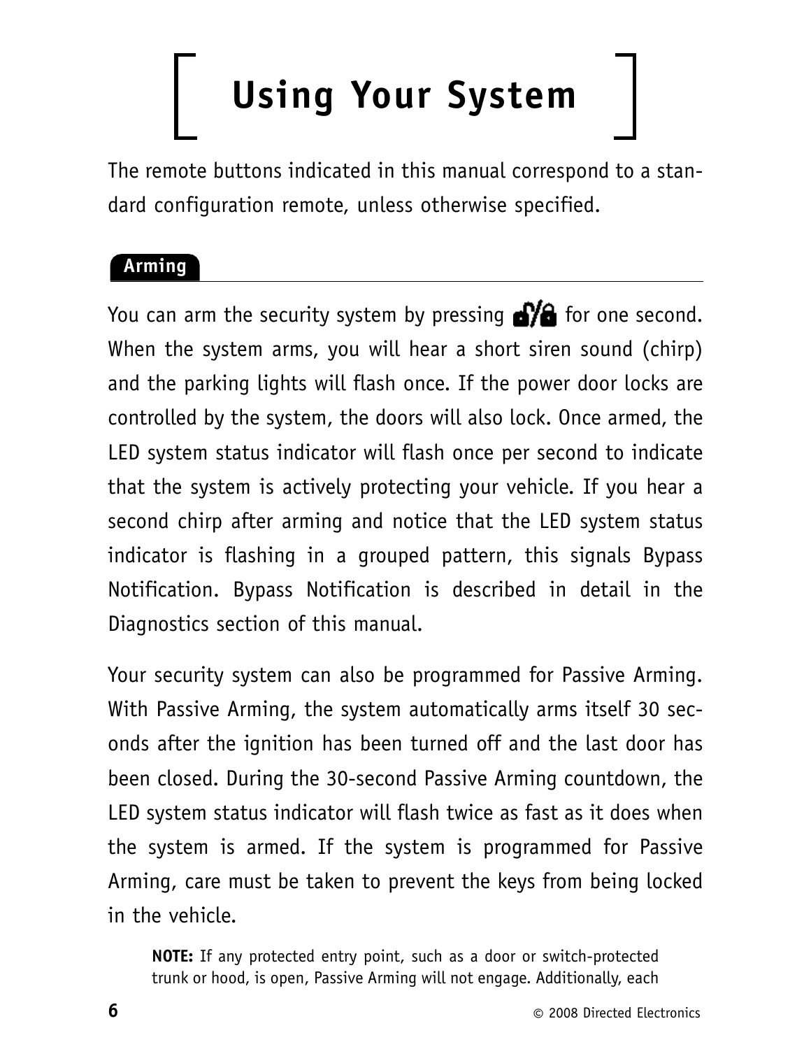# Using Your System

The remote buttons indicated in this manual correspond to a standard configuration remote, unless otherwise specified.

## Arming

You can arm the security system by pressing 🔓/🔒 for one second. When the system arms, you will hear a short siren sound (chirp) and the parking lights will flash once. If the power door locks are controlled by the system, the doors will also lock. Once armed, the LED system status indicator will flash once per second to indicate that the system is actively protecting your vehicle. If you hear a second chirp after arming and notice that the LED system status indicator is flashing in a grouped pattern, this signals Bypass Notification. Bypass Notification is described in detail in the Diagnostics section of this manual.

Your security system can also be programmed for Passive Arming. With Passive Arming, the system automatically arms itself 30 seconds after the ignition has been turned off and the last door has been closed. During the 30-second Passive Arming countdown, the LED system status indicator will flash twice as fast as it does when the system is armed. If the system is programmed for Passive Arming, care must be taken to prevent the keys from being locked in the vehicle.

> **NOTE:** If any protected entry point, such as a door or switch-protected trunk or hood, is open, Passive Arming will not engage. Additionally, each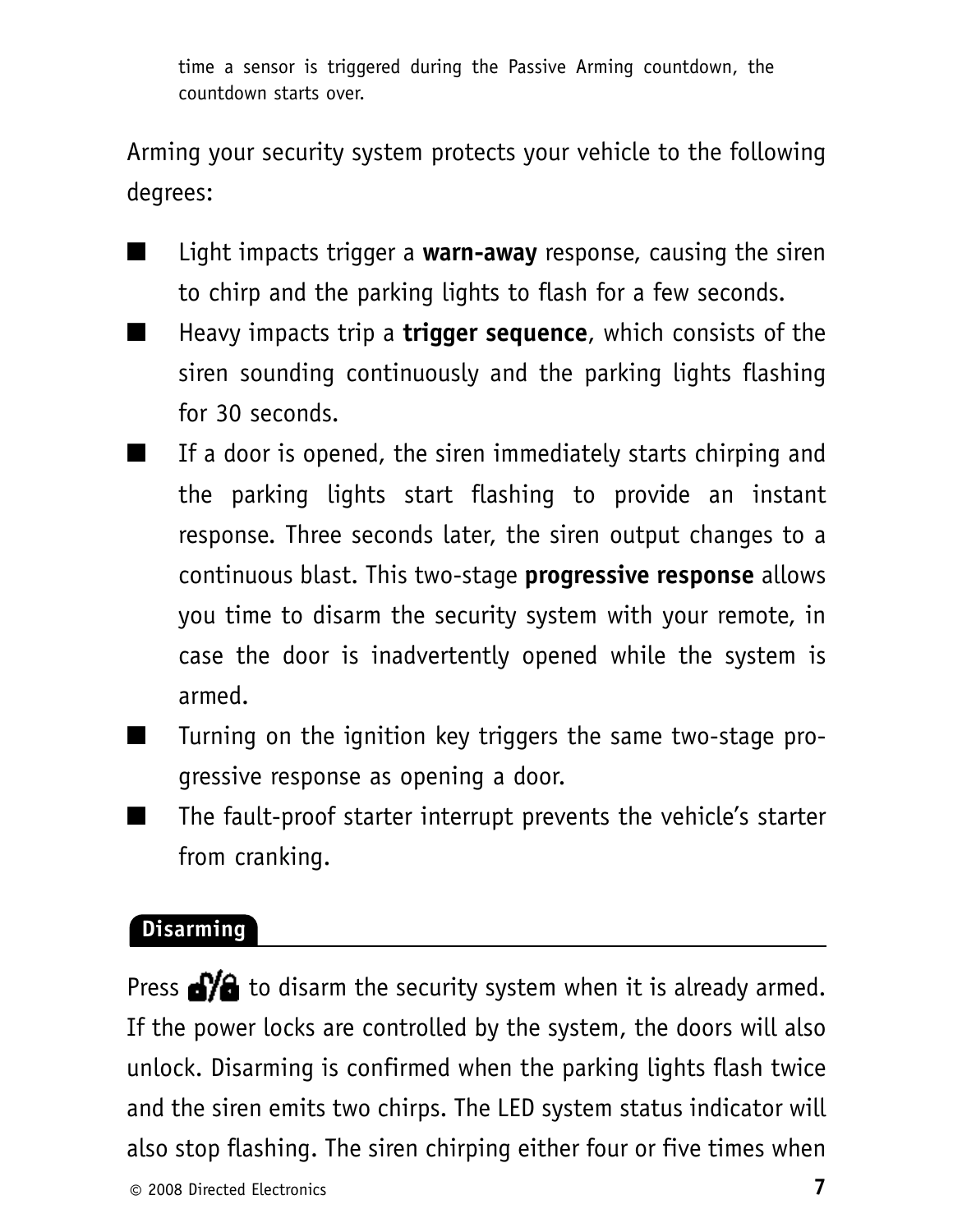time a sensor is triggered during the Passive Arming countdown, the countdown starts over.

Arming your security system protects your vehicle to the following degrees:

- Light impacts trigger a **warn-away** response, causing the siren to chirp and the parking lights to flash for a few seconds.
- Heavy impacts trip a **trigger sequence**, which consists of the siren sounding continuously and the parking lights flashing for 30 seconds.
- If a door is opened, the siren immediately starts chirping and the parking lights start flashing to provide an instant response. Three seconds later, the siren output changes to a continuous blast. This two-stage **progressive response** allows you time to disarm the security system with your remote, in case the door is inadvertently opened while the system is armed.
- Turning on the ignition key triggers the same two-stage progressive response as opening a door.
- The fault-proof starter interrupt prevents the vehicle's starter from cranking.

## Disarming

Press 🔓/🔒 to disarm the security system when it is already armed. If the power locks are controlled by the system, the doors will also unlock. Disarming is confirmed when the parking lights flash twice and the siren emits two chirps. The LED system status indicator will also stop flashing. The siren chirping either four or five times when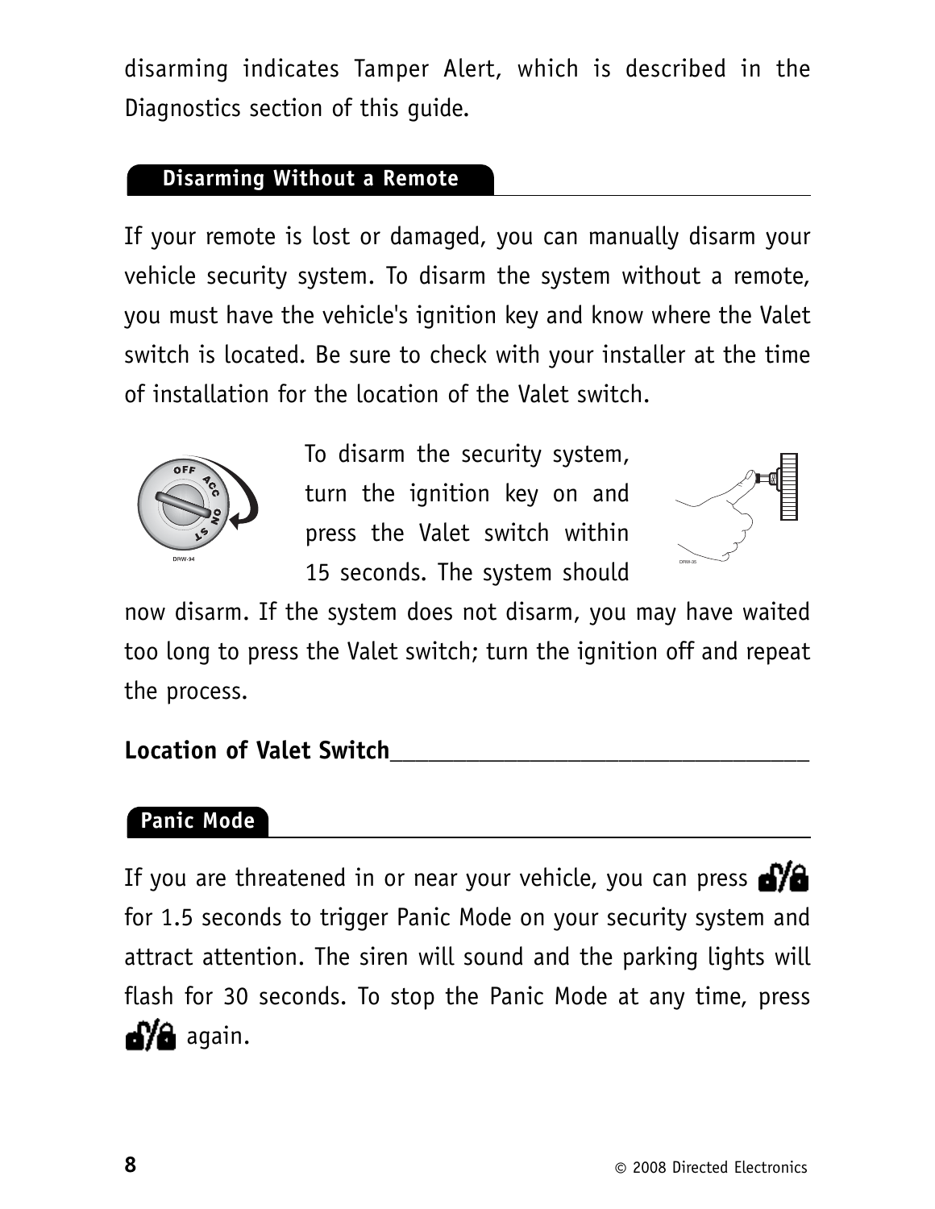disarming indicates Tamper Alert, which is described in the Diagnostics section of this guide.

## Disarming Without a Remote

If your remote is lost or damaged, you can manually disarm your vehicle security system. To disarm the system without a remote, you must have the vehicle's ignition key and know where the Valet switch is located. Be sure to check with your installer at the time of installation for the location of the Valet switch.

To disarm the security system, turn the ignition key on and press the Valet switch within 15 seconds. The system should now disarm. If the system does not disarm, you may have waited too long to press the Valet switch; turn the ignition off and repeat the process.

**Location of Valet Switch**___________________________________

## Panic Mode

If you are threatened in or near your vehicle, you can press 🔓/🔒 for 1.5 seconds to trigger Panic Mode on your security system and attract attention. The siren will sound and the parking lights will flash for 30 seconds. To stop the Panic Mode at any time, press 🔓/🔒 again.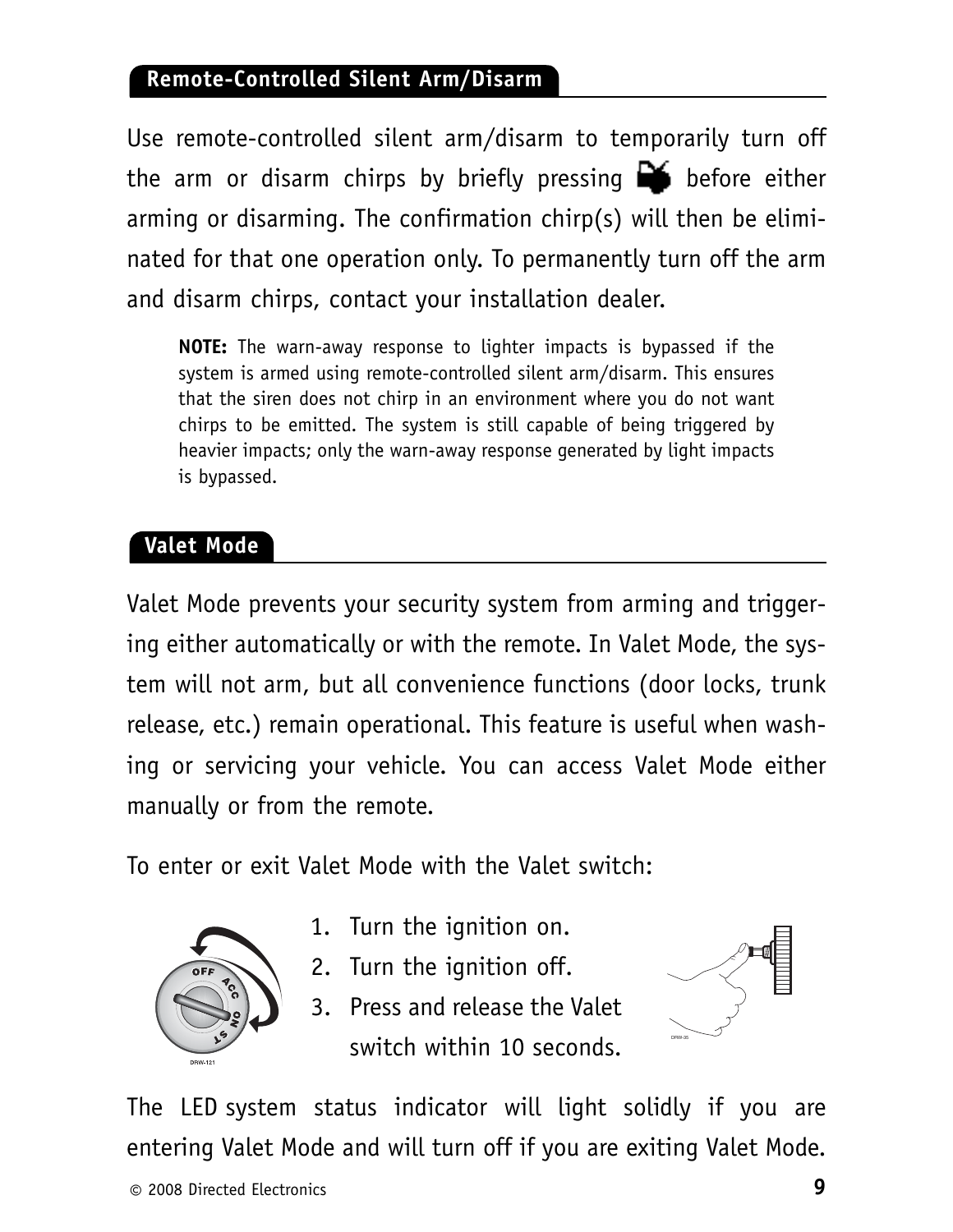## Remote-Controlled Silent Arm/Disarm

Use remote-controlled silent arm/disarm to temporarily turn off the arm or disarm chirps by briefly pressing before either arming or disarming. The confirmation chirp(s) will then be eliminated for that one operation only. To permanently turn off the arm and disarm chirps, contact your installation dealer.

> **NOTE:** The warn-away response to lighter impacts is bypassed if the system is armed using remote-controlled silent arm/disarm. This ensures that the siren does not chirp in an environment where you do not want chirps to be emitted. The system is still capable of being triggered by heavier impacts; only the warn-away response generated by light impacts is bypassed.

## Valet Mode

Valet Mode prevents your security system from arming and triggering either automatically or with the remote. In Valet Mode, the system will not arm, but all convenience functions (door locks, trunk release, etc.) remain operational. This feature is useful when washing or servicing your vehicle. You can access Valet Mode either manually or from the remote.

To enter or exit Valet Mode with the Valet switch:

1. Turn the ignition on.
2. Turn the ignition off.
3. Press and release the Valet switch within 10 seconds.

The LED system status indicator will light solidly if you are entering Valet Mode and will turn off if you are exiting Valet Mode.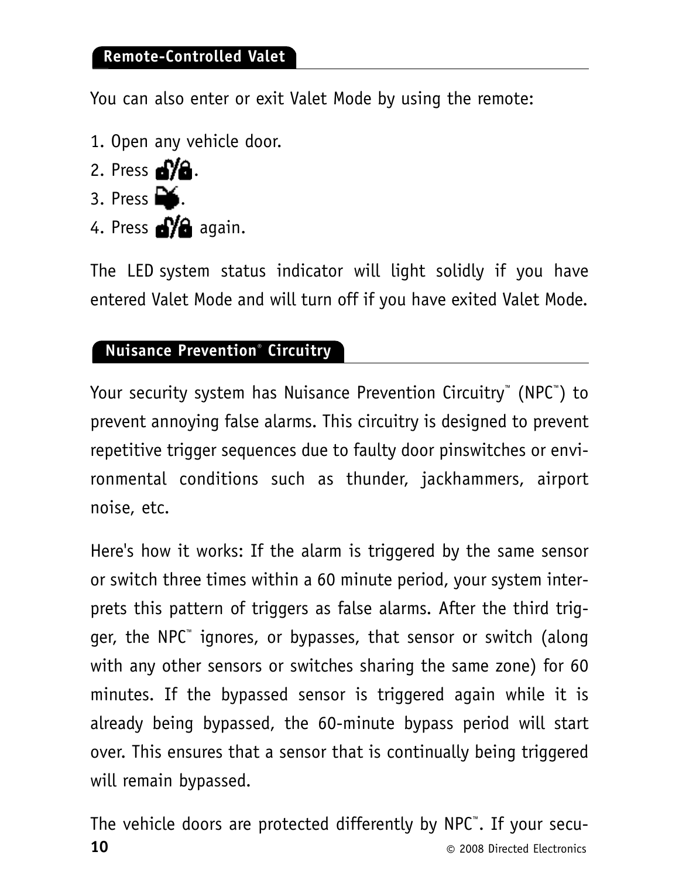## Remote-Controlled Valet

You can also enter or exit Valet Mode by using the remote:

1. Open any vehicle door.
2. Press 🔓/🔒.
3. Press 🚗.
4. Press 🔓/🔒 again.

The LED system status indicator will light solidly if you have entered Valet Mode and will turn off if you have exited Valet Mode.

## Nuisance Prevention® Circuitry

Your security system has Nuisance Prevention Circuitry™ (NPC™) to prevent annoying false alarms. This circuitry is designed to prevent repetitive trigger sequences due to faulty door pinswitches or environmental conditions such as thunder, jackhammers, airport noise, etc.

Here's how it works: If the alarm is triggered by the same sensor or switch three times within a 60 minute period, your system interprets this pattern of triggers as false alarms. After the third trigger, the NPC™ ignores, or bypasses, that sensor or switch (along with any other sensors or switches sharing the same zone) for 60 minutes. If the bypassed sensor is triggered again while it is already being bypassed, the 60-minute bypass period will start over. This ensures that a sensor that is continually being triggered will remain bypassed.

The vehicle doors are protected differently by NPC™. If your secu-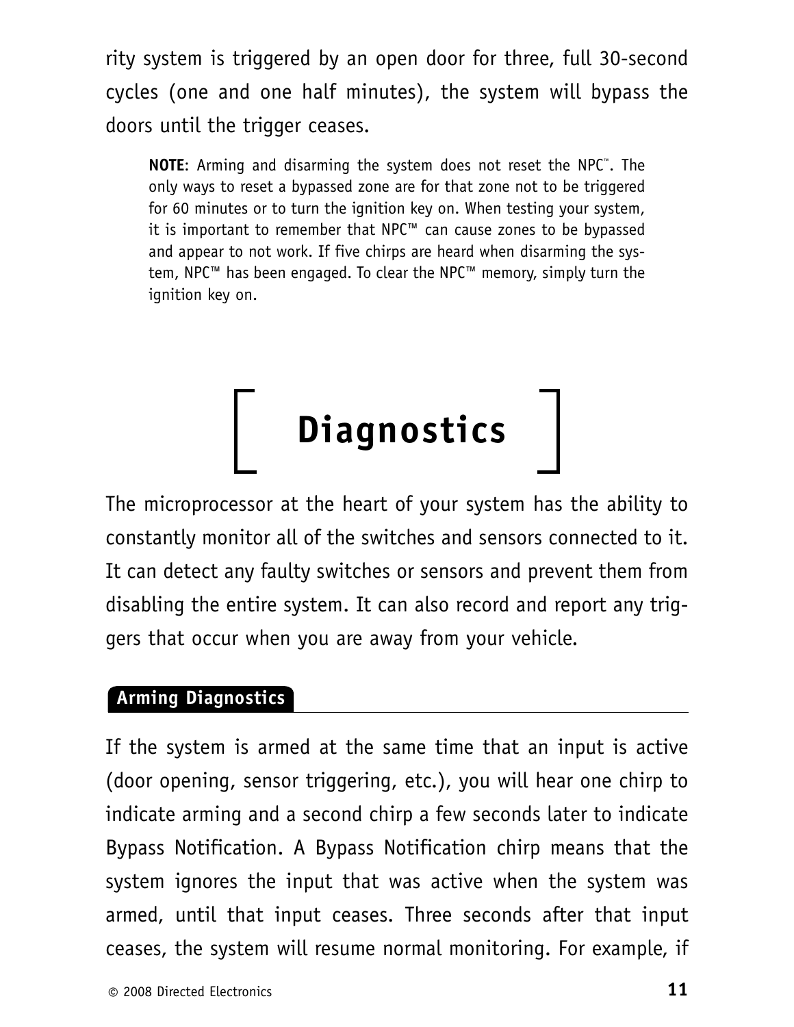rity system is triggered by an open door for three, full 30-second cycles (one and one half minutes), the system will bypass the doors until the trigger ceases.

> **NOTE**: Arming and disarming the system does not reset the NPC™. The only ways to reset a bypassed zone are for that zone not to be triggered for 60 minutes or to turn the ignition key on. When testing your system, it is important to remember that NPC™ can cause zones to be bypassed and appear to not work. If five chirps are heard when disarming the system, NPC™ has been engaged. To clear the NPC™ memory, simply turn the ignition key on.

# Diagnostics

The microprocessor at the heart of your system has the ability to constantly monitor all of the switches and sensors connected to it. It can detect any faulty switches or sensors and prevent them from disabling the entire system. It can also record and report any triggers that occur when you are away from your vehicle.

## Arming Diagnostics

If the system is armed at the same time that an input is active (door opening, sensor triggering, etc.), you will hear one chirp to indicate arming and a second chirp a few seconds later to indicate Bypass Notification. A Bypass Notification chirp means that the system ignores the input that was active when the system was armed, until that input ceases. Three seconds after that input ceases, the system will resume normal monitoring. For example, if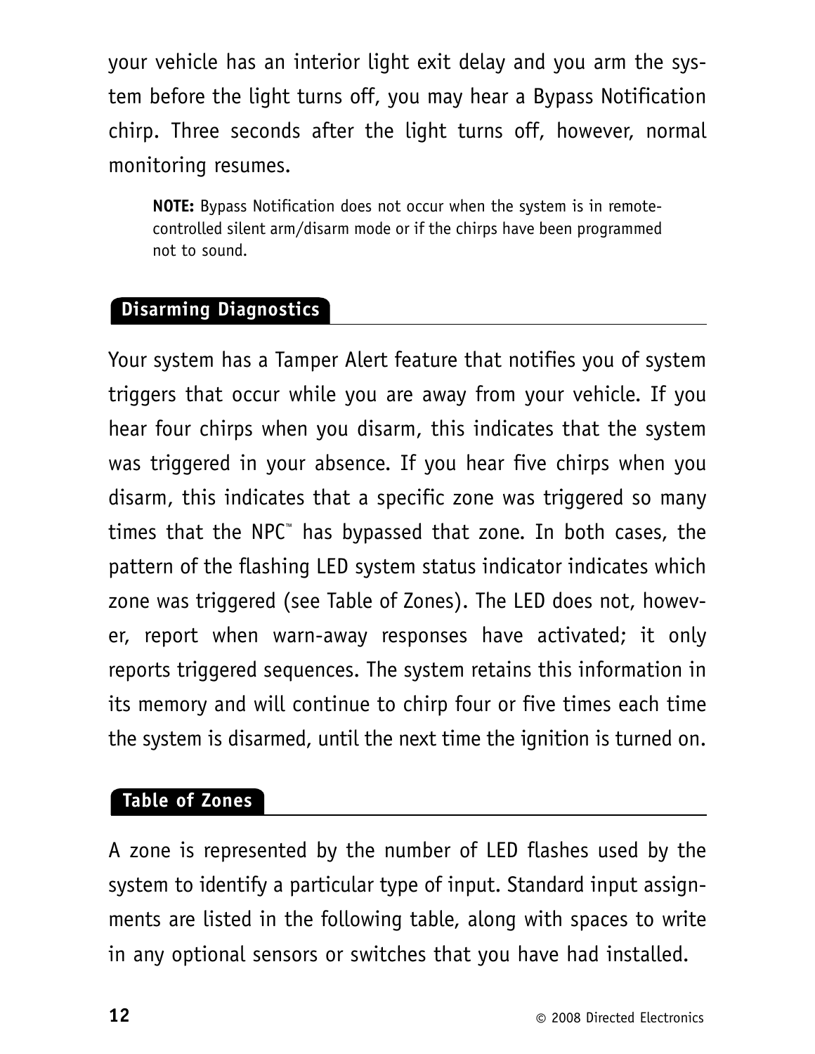your vehicle has an interior light exit delay and you arm the system before the light turns off, you may hear a Bypass Notification chirp. Three seconds after the light turns off, however, normal monitoring resumes.

**NOTE:** Bypass Notification does not occur when the system is in remote-controlled silent arm/disarm mode or if the chirps have been programmed not to sound.

## Disarming Diagnostics

Your system has a Tamper Alert feature that notifies you of system triggers that occur while you are away from your vehicle. If you hear four chirps when you disarm, this indicates that the system was triggered in your absence. If you hear five chirps when you disarm, this indicates that a specific zone was triggered so many times that the NPC™ has bypassed that zone. In both cases, the pattern of the flashing LED system status indicator indicates which zone was triggered (see Table of Zones). The LED does not, however, report when warn-away responses have activated; it only reports triggered sequences. The system retains this information in its memory and will continue to chirp four or five times each time the system is disarmed, until the next time the ignition is turned on.

## Table of Zones

A zone is represented by the number of LED flashes used by the system to identify a particular type of input. Standard input assignments are listed in the following table, along with spaces to write in any optional sensors or switches that you have had installed.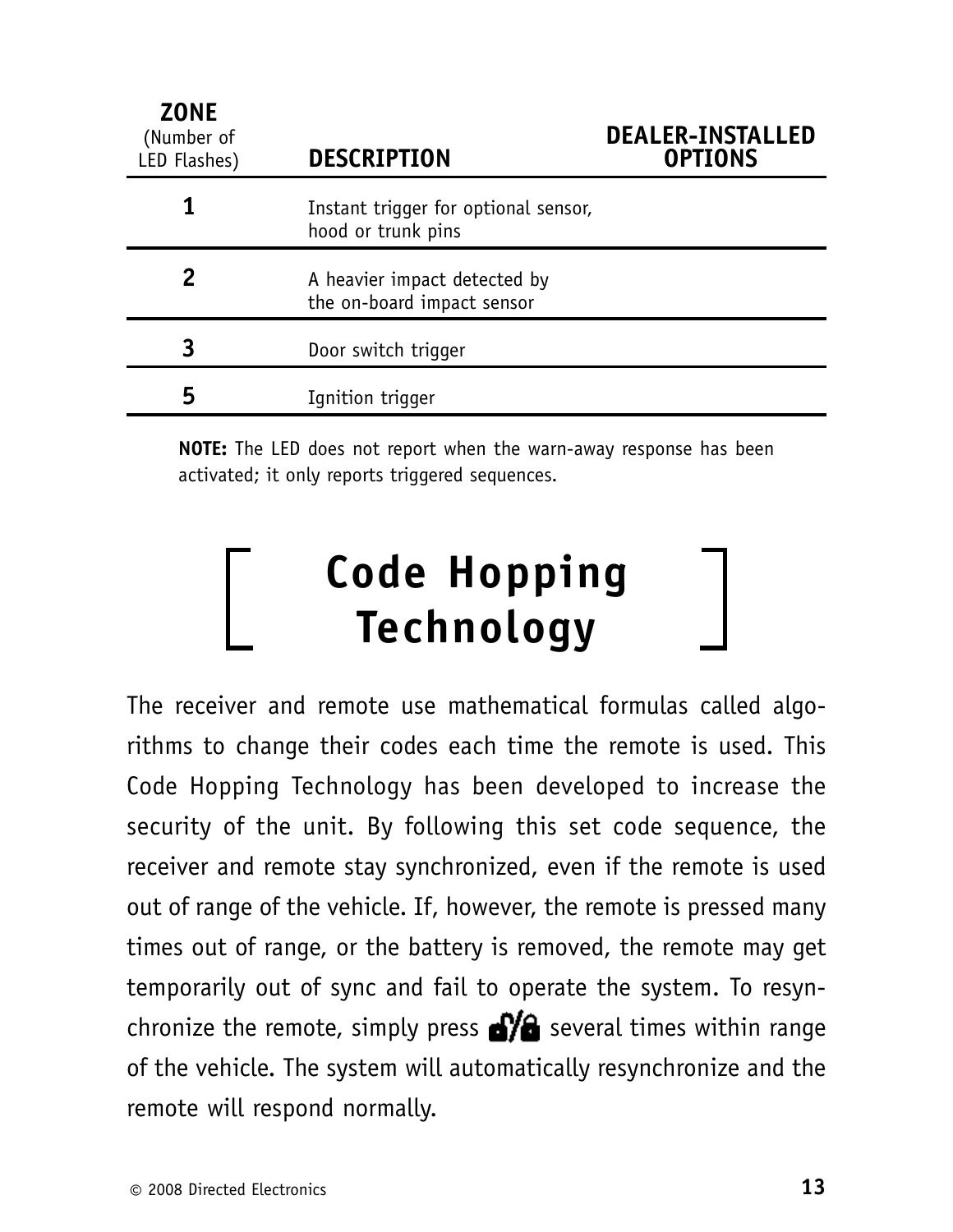| ZONE (Number of LED Flashes) | DESCRIPTION | DEALER-INSTALLED OPTIONS |
|---|---|---|
| 1 | Instant trigger for optional sensor, hood or trunk pins | |
| 2 | A heavier impact detected by the on-board impact sensor | |
| 3 | Door switch trigger | |
| 5 | Ignition trigger | |

**NOTE:** The LED does not report when the warn-away response has been activated; it only reports triggered sequences.

# Code Hopping Technology

The receiver and remote use mathematical formulas called algorithms to change their codes each time the remote is used. This Code Hopping Technology has been developed to increase the security of the unit. By following this set code sequence, the receiver and remote stay synchronized, even if the remote is used out of range of the vehicle. If, however, the remote is pressed many times out of range, or the battery is removed, the remote may get temporarily out of sync and fail to operate the system. To resynchronize the remote, simply press (lock/unlock) several times within range of the vehicle. The system will automatically resynchronize and the remote will respond normally.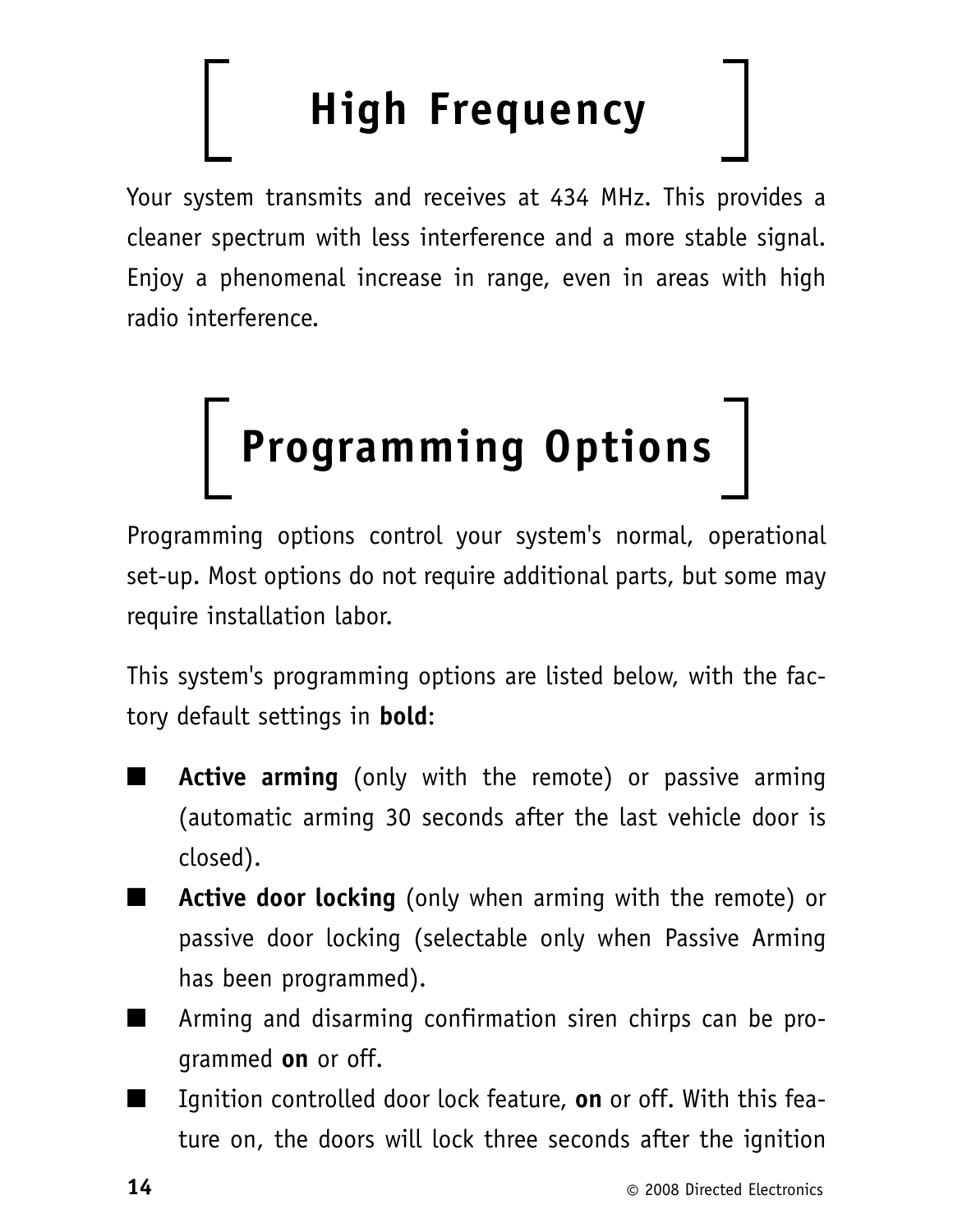# High Frequency

Your system transmits and receives at 434 MHz. This provides a cleaner spectrum with less interference and a more stable signal. Enjoy a phenomenal increase in range, even in areas with high radio interference.

# Programming Options

Programming options control your system's normal, operational set-up. Most options do not require additional parts, but some may require installation labor.

This system's programming options are listed below, with the factory default settings in **bold**:

- **Active arming** (only with the remote) or passive arming (automatic arming 30 seconds after the last vehicle door is closed).
- **Active door locking** (only when arming with the remote) or passive door locking (selectable only when Passive Arming has been programmed).
- Arming and disarming confirmation siren chirps can be programmed **on** or off.
- Ignition controlled door lock feature, **on** or off. With this feature on, the doors will lock three seconds after the ignition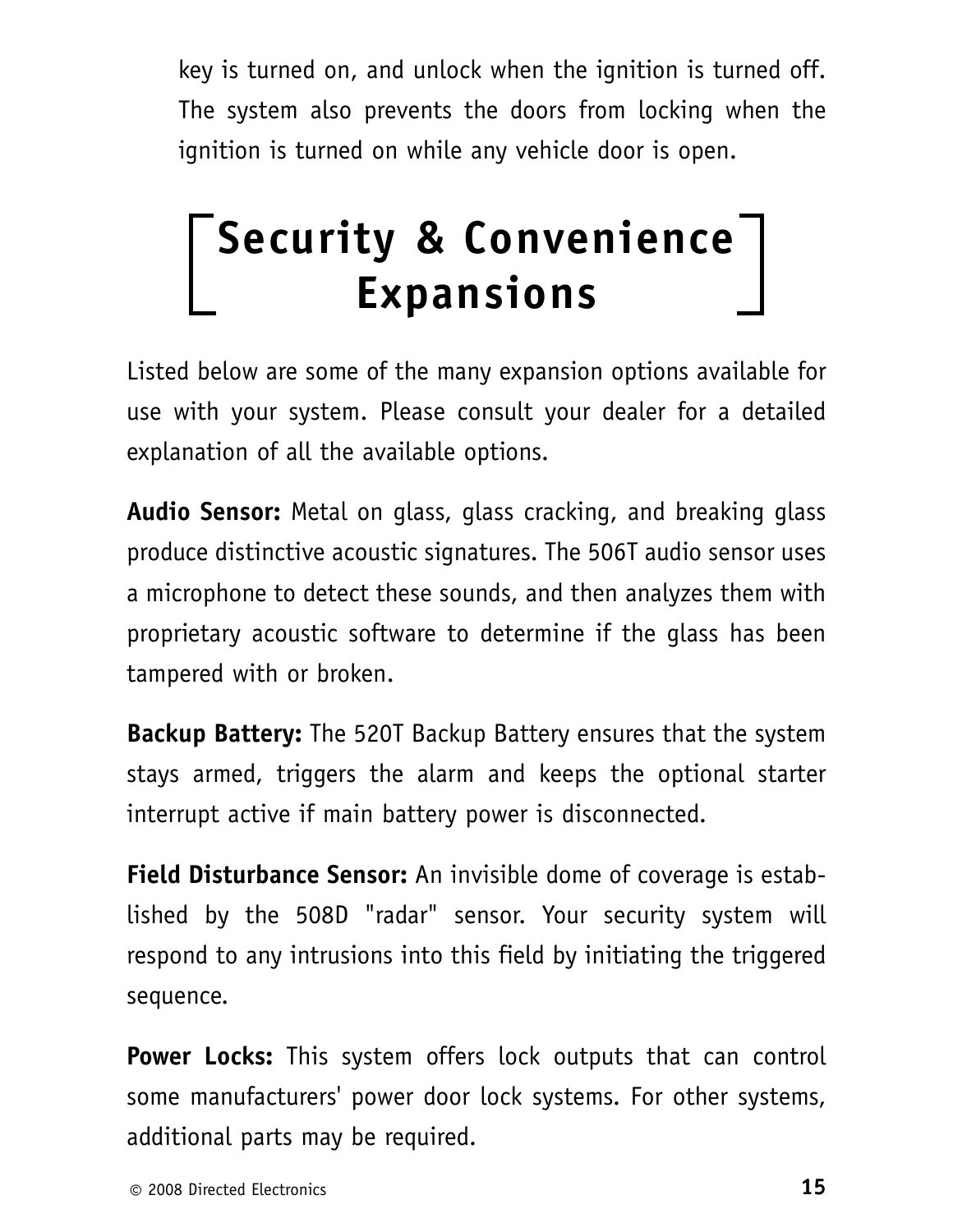key is turned on, and unlock when the ignition is turned off. The system also prevents the doors from locking when the ignition is turned on while any vehicle door is open.

# Security & Convenience Expansions

Listed below are some of the many expansion options available for use with your system. Please consult your dealer for a detailed explanation of all the available options.

**Audio Sensor:** Metal on glass, glass cracking, and breaking glass produce distinctive acoustic signatures. The 506T audio sensor uses a microphone to detect these sounds, and then analyzes them with proprietary acoustic software to determine if the glass has been tampered with or broken.

**Backup Battery:** The 520T Backup Battery ensures that the system stays armed, triggers the alarm and keeps the optional starter interrupt active if main battery power is disconnected.

**Field Disturbance Sensor:** An invisible dome of coverage is established by the 508D "radar" sensor. Your security system will respond to any intrusions into this field by initiating the triggered sequence.

**Power Locks:** This system offers lock outputs that can control some manufacturers' power door lock systems. For other systems, additional parts may be required.

© 2008 Directed Electronics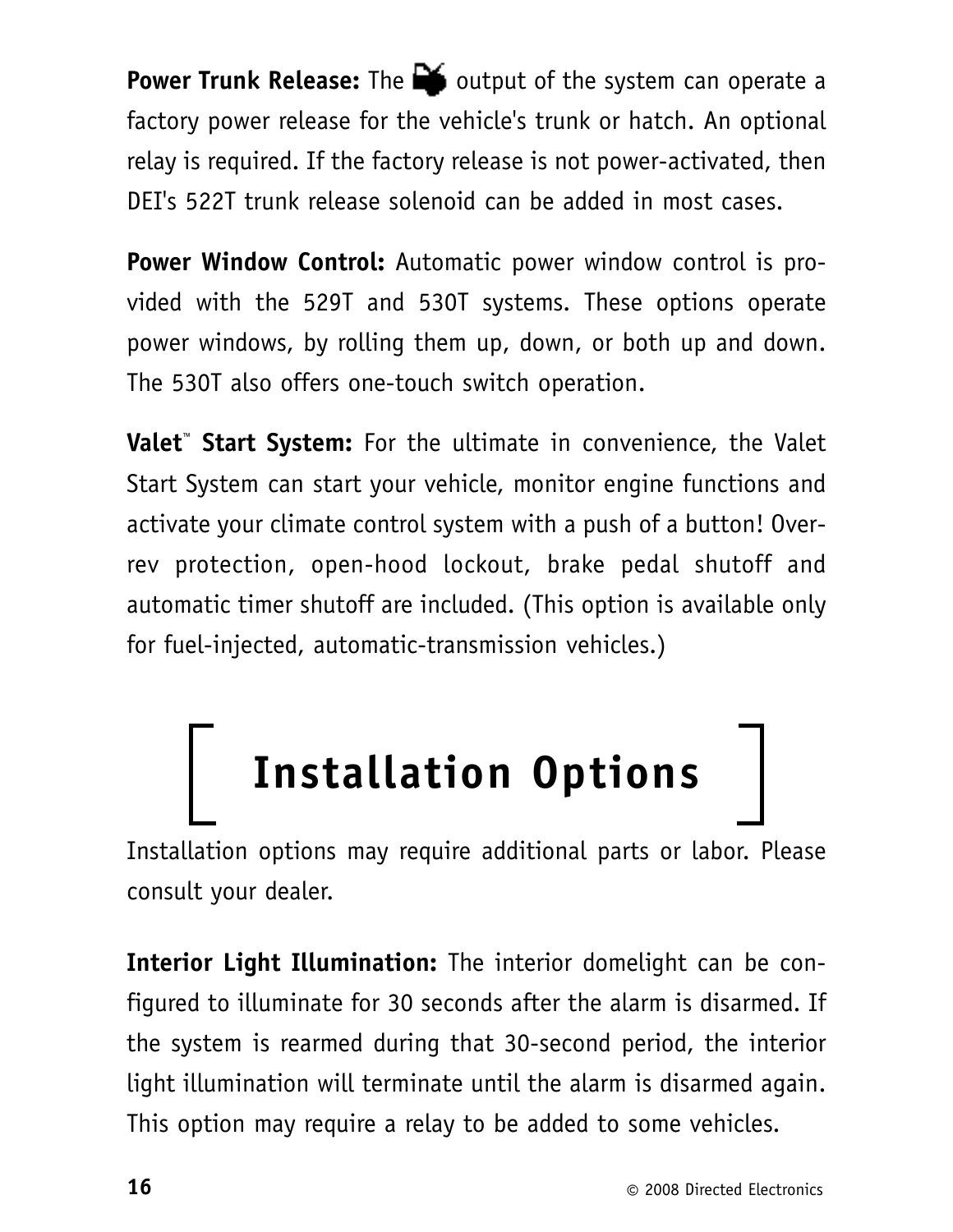**Power Trunk Release:** The output of the system can operate a factory power release for the vehicle's trunk or hatch. An optional relay is required. If the factory release is not power-activated, then DEI's 522T trunk release solenoid can be added in most cases.

**Power Window Control:** Automatic power window control is provided with the 529T and 530T systems. These options operate power windows, by rolling them up, down, or both up and down. The 530T also offers one-touch switch operation.

**Valet™ Start System:** For the ultimate in convenience, the Valet Start System can start your vehicle, monitor engine functions and activate your climate control system with a push of a button! Over-rev protection, open-hood lockout, brake pedal shutoff and automatic timer shutoff are included. (This option is available only for fuel-injected, automatic-transmission vehicles.)

# Installation Options

Installation options may require additional parts or labor. Please consult your dealer.

**Interior Light Illumination:** The interior domelight can be configured to illuminate for 30 seconds after the alarm is disarmed. If the system is rearmed during that 30-second period, the interior light illumination will terminate until the alarm is disarmed again. This option may require a relay to be added to some vehicles.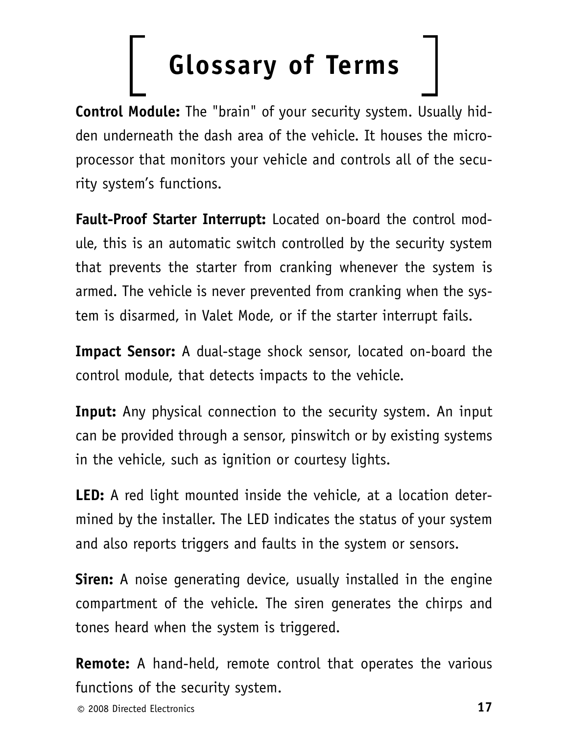# Glossary of Terms

**Control Module:** The "brain" of your security system. Usually hidden underneath the dash area of the vehicle. It houses the microprocessor that monitors your vehicle and controls all of the security system's functions.

**Fault-Proof Starter Interrupt:** Located on-board the control module, this is an automatic switch controlled by the security system that prevents the starter from cranking whenever the system is armed. The vehicle is never prevented from cranking when the system is disarmed, in Valet Mode, or if the starter interrupt fails.

**Impact Sensor:** A dual-stage shock sensor, located on-board the control module, that detects impacts to the vehicle.

**Input:** Any physical connection to the security system. An input can be provided through a sensor, pinswitch or by existing systems in the vehicle, such as ignition or courtesy lights.

**LED:** A red light mounted inside the vehicle, at a location determined by the installer. The LED indicates the status of your system and also reports triggers and faults in the system or sensors.

**Siren:** A noise generating device, usually installed in the engine compartment of the vehicle. The siren generates the chirps and tones heard when the system is triggered.

**Remote:** A hand-held, remote control that operates the various functions of the security system.

© 2008 Directed Electronics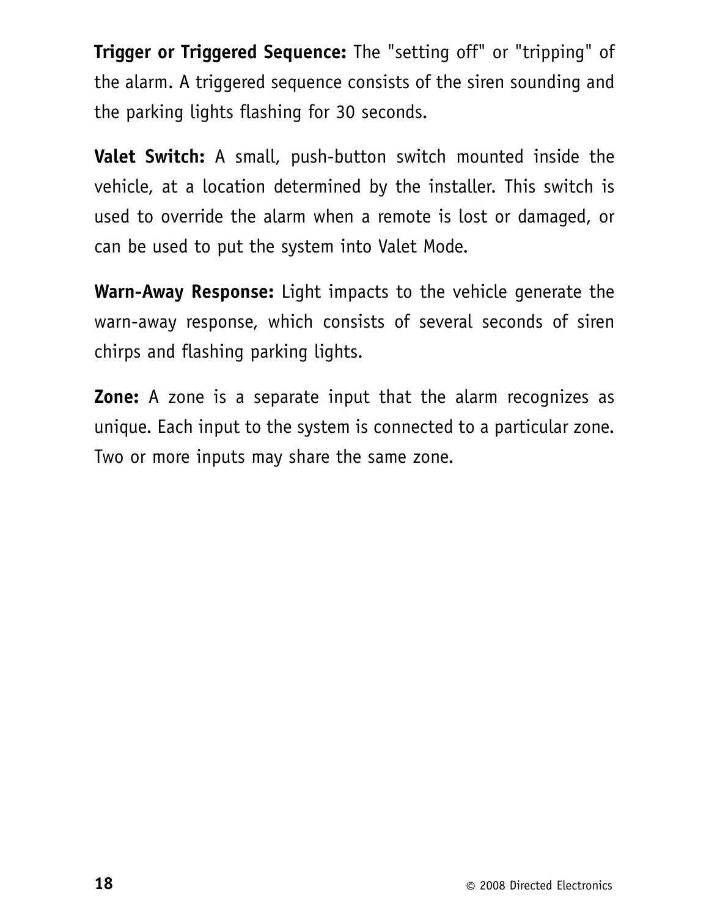**Trigger or Triggered Sequence:** The "setting off" or "tripping" of the alarm. A triggered sequence consists of the siren sounding and the parking lights flashing for 30 seconds.

**Valet Switch:** A small, push-button switch mounted inside the vehicle, at a location determined by the installer. This switch is used to override the alarm when a remote is lost or damaged, or can be used to put the system into Valet Mode.

**Warn-Away Response:** Light impacts to the vehicle generate the warn-away response, which consists of several seconds of siren chirps and flashing parking lights.

**Zone:** A zone is a separate input that the alarm recognizes as unique. Each input to the system is connected to a particular zone. Two or more inputs may share the same zone.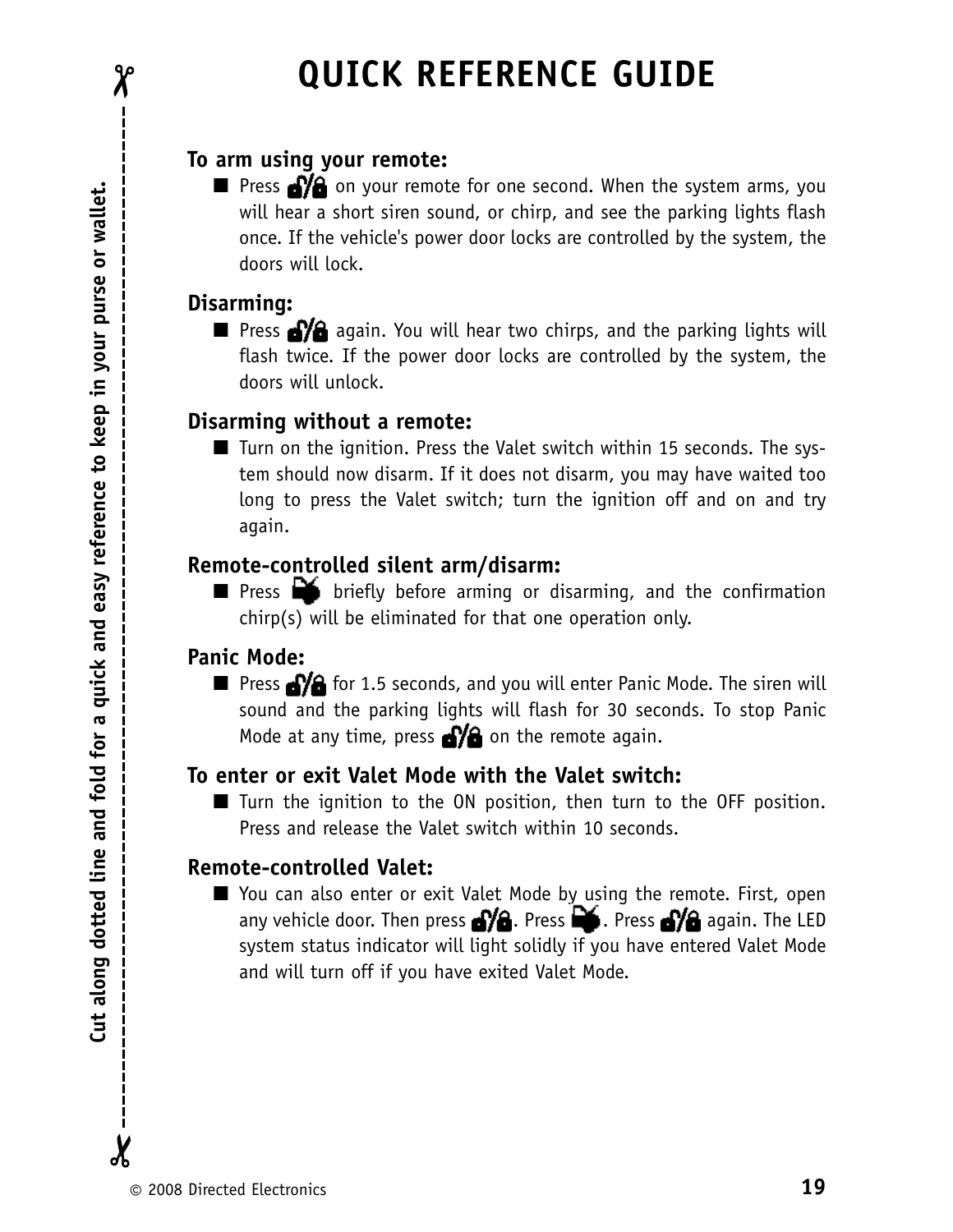# QUICK REFERENCE GUIDE

Cut along dotted line and fold for a quick and easy reference to keep in your purse or wallet.

### To arm using your remote:

- Press 🔓/🔒 on your remote for one second. When the system arms, you will hear a short siren sound, or chirp, and see the parking lights flash once. If the vehicle's power door locks are controlled by the system, the doors will lock.

### Disarming:

- Press 🔓/🔒 again. You will hear two chirps, and the parking lights will flash twice. If the power door locks are controlled by the system, the doors will unlock.

### Disarming without a remote:

- Turn on the ignition. Press the Valet switch within 15 seconds. The system should now disarm. If it does not disarm, you may have waited too long to press the Valet switch; turn the ignition off and on and try again.

### Remote-controlled silent arm/disarm:

- Press 🔇 briefly before arming or disarming, and the confirmation chirp(s) will be eliminated for that one operation only.

### Panic Mode:

- Press 🔓/🔒 for 1.5 seconds, and you will enter Panic Mode. The siren will sound and the parking lights will flash for 30 seconds. To stop Panic Mode at any time, press 🔓/🔒 on the remote again.

### To enter or exit Valet Mode with the Valet switch:

- Turn the ignition to the ON position, then turn to the OFF position. Press and release the Valet switch within 10 seconds.

### Remote-controlled Valet:

- You can also enter or exit Valet Mode by using the remote. First, open any vehicle door. Then press 🔓/🔒. Press 🔇. Press 🔓/🔒 again. The LED system status indicator will light solidly if you have entered Valet Mode and will turn off if you have exited Valet Mode.

© 2008 Directed Electronics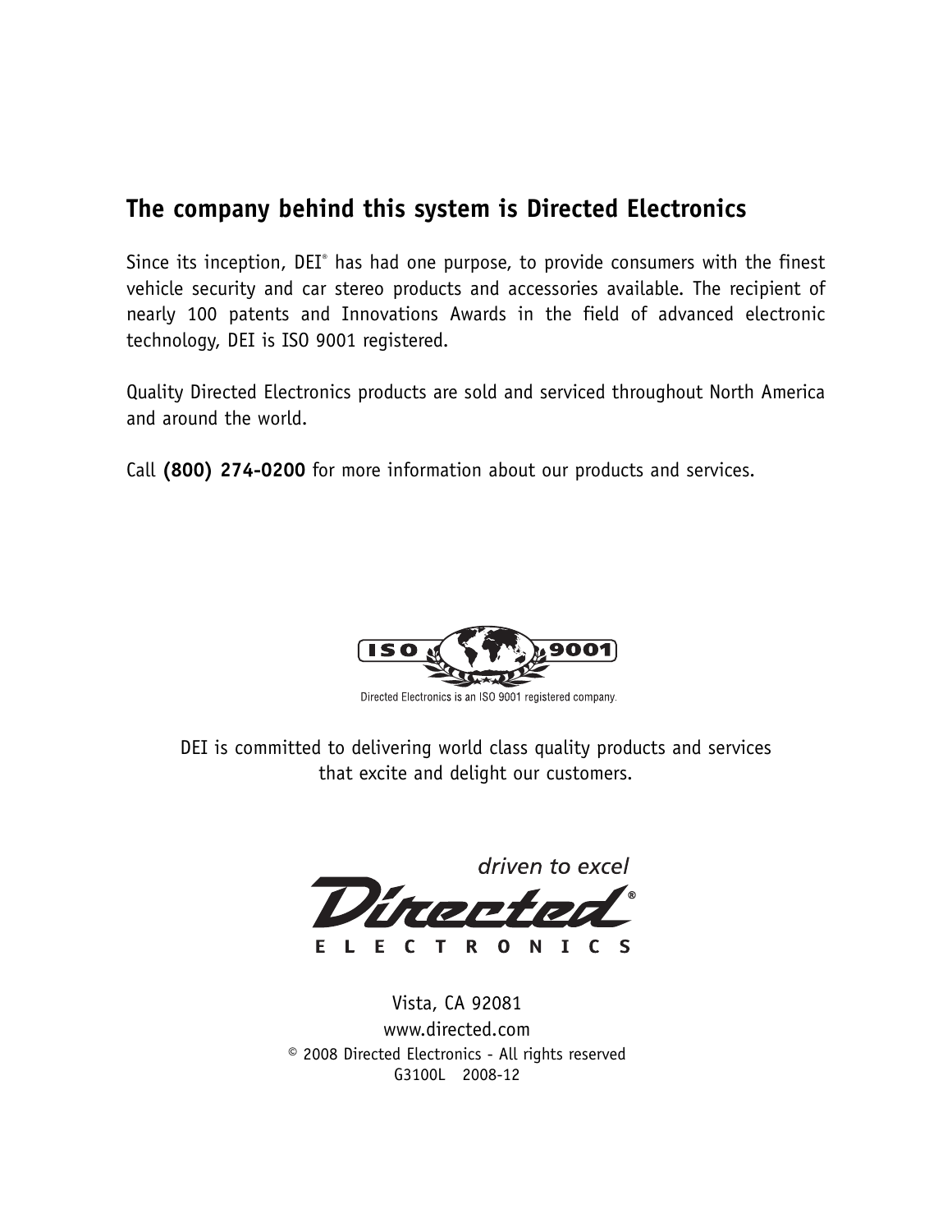## The company behind this system is Directed Electronics

Since its inception, DEI® has had one purpose, to provide consumers with the finest vehicle security and car stereo products and accessories available. The recipient of nearly 100 patents and Innovations Awards in the field of advanced electronic technology, DEI is ISO 9001 registered.

Quality Directed Electronics products are sold and serviced throughout North America and around the world.

Call **(800) 274-0200** for more information about our products and services.

ISO 9001

Directed Electronics is an ISO 9001 registered company.

DEI is committed to delivering world class quality products and services that excite and delight our customers.

*driven to excel*

Directed® ELECTRONICS

Vista, CA 92081
www.directed.com
© 2008 Directed Electronics - All rights reserved
G3100L 2008-12